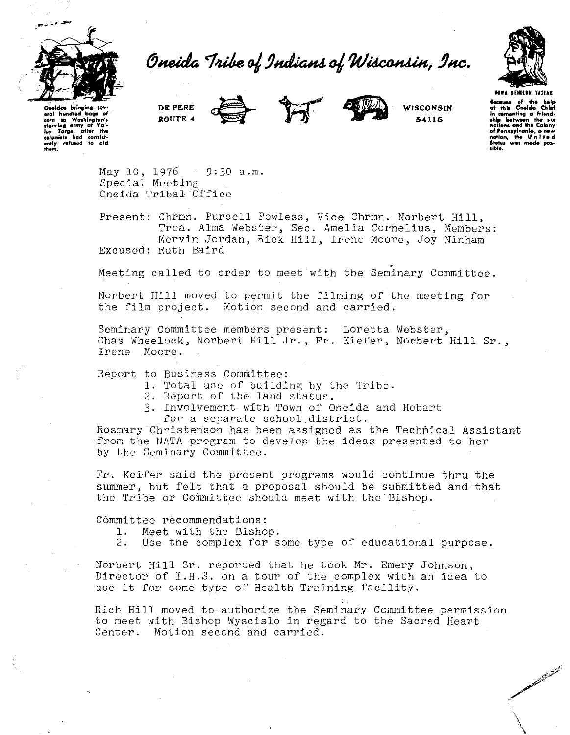# Oneida Tribe of Indians of Wisconsin, Inc.

Oneidas bringing several hundred bags of corn to Washington's starving army at Valley Forge, after the colonists had consistently refused to aid them.

DE PERE
ROUTE 4

WISCONSIN
54115

UGWA DEHOLUN YATEHE

Because of the help of this Oneida Chief in cementing a friendship between the six nations and the Colony of Pennsylvania, a new nation, the United States was made possible.

May 10, 1976 - 9:30 a.m.
Special Meeting
Oneida Tribal Office

Present: Chrmn. Purcell Powless, Vice Chrmn. Norbert Hill, Trea. Alma Webster, Sec. Amelia Cornelius, Members: Mervin Jordan, Rick Hill, Irene Moore, Joy Ninham
Excused: Ruth Baird

Meeting called to order to meet with the Seminary Committee.

Norbert Hill moved to permit the filming of the meeting for the film project. Motion second and carried.

Seminary Committee members present: Loretta Webster, Chas Wheelock, Norbert Hill Jr., Fr. Kiefer, Norbert Hill Sr., Irene Moore.

Report to Business Committee:

1. Total use of building by the Tribe.
2. Report of the land status.
3. Involvement with Town of Oneida and Hobart for a separate school district.

Rosmary Christenson has been assigned as the Technical Assistant from the NATA program to develop the ideas presented to her by the Seminary Committee.

Fr. Keifer said the present programs would continue thru the summer, but felt that a proposal should be submitted and that the Tribe or Committee should meet with the Bishop.

Committee recommendations:

1. Meet with the Bishop.
2. Use the complex for some type of educational purpose.

Norbert Hill Sr. reported that he took Mr. Emery Johnson, Director of I.H.S. on a tour of the complex with an idea to use it for some type of Health Training facility.

Rich Hill moved to authorize the Seminary Committee permission to meet with Bishop Wyscislo in regard to the Sacred Heart Center. Motion second and carried.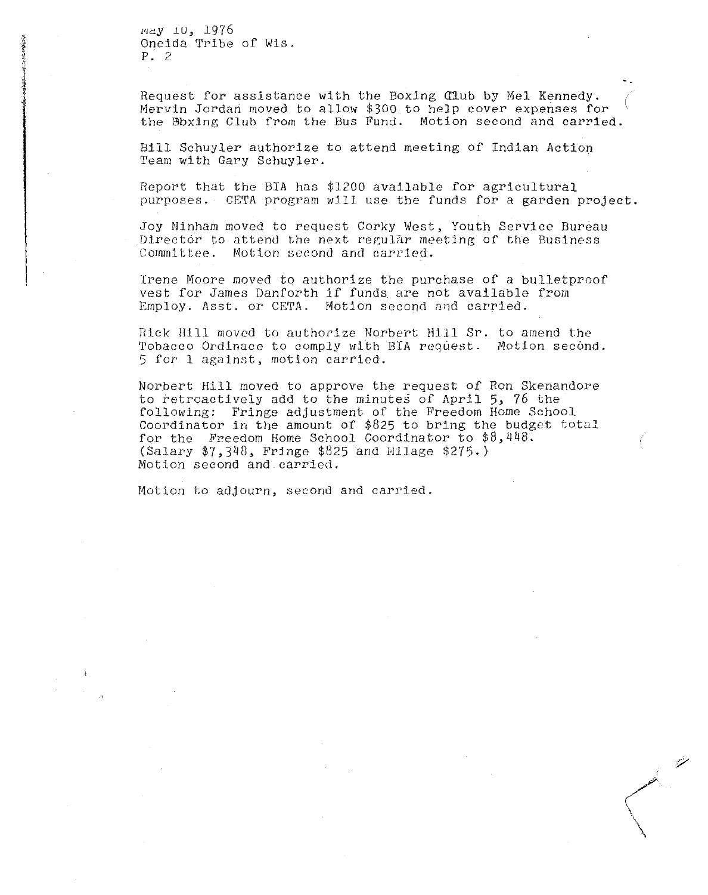May 10, 1976
Oneida Tribe of Wis.
P. 2

Request for assistance with the Boxing Club by Mel Kennedy. Mervin Jordan moved to allow $300 to help cover expenses for the Boxing Club from the Bus Fund. Motion second and carried.

Bill Schuyler authorize to attend meeting of Indian Action Team with Gary Schuyler.

Report that the BIA has $1200 available for agricultural purposes. CETA program will use the funds for a garden project.

Joy Ninham moved to request Corky West, Youth Service Bureau Director to attend the next regular meeting of the Business Committee. Motion second and carried.

Irene Moore moved to authorize the purchase of a bulletproof vest for James Danforth if funds are not available from Employ. Asst. or CETA. Motion second and carried.

Rick Hill moved to authorize Norbert Hill Sr. to amend the Tobacco Ordinace to comply with BIA request. Motion second. 5 for 1 against, motion carried.

Norbert Hill moved to approve the request of Ron Skenandore to retroactively add to the minutes of April 5, 76 the following: Fringe adjustment of the Freedom Home School Coordinator in the amount of $825 to bring the budget total for the Freedom Home School Coordinator to $8,448. (Salary $7,348, Fringe $825 and Milage $275.) Motion second and carried.

Motion to adjourn, second and carried.